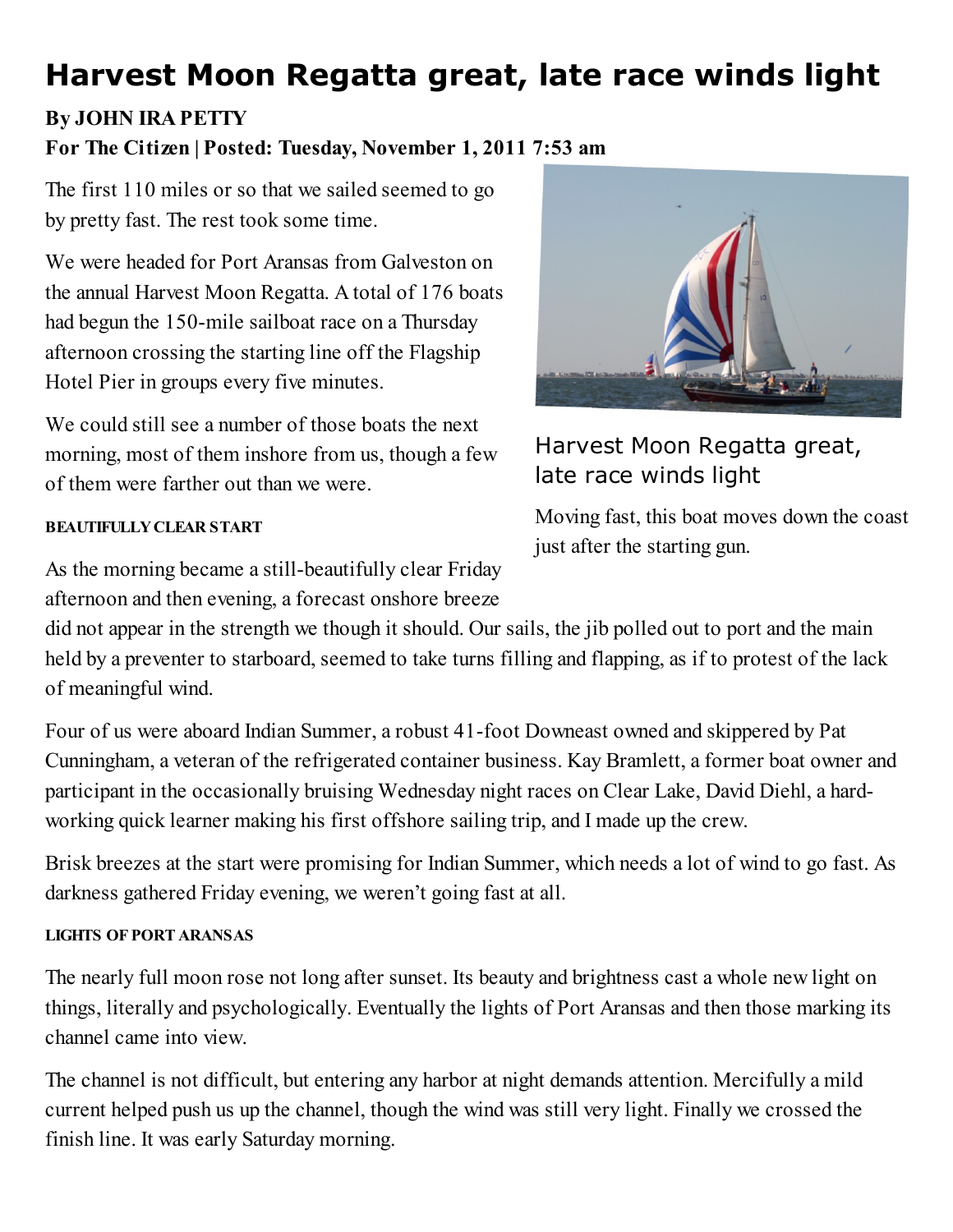# Harvest Moon Regatta great, late race winds light

**By JOHN IRA PETTY**

**For The Citizen | Posted: Tuesday, November 1, 2011 7:53 am**

The first 110 miles or so that we sailed seemed to go by pretty fast. The rest took some time.

We were headed for Port Aransas from Galveston on the annual Harvest Moon Regatta. A total of 176 boats had begun the 150-mile sailboat race on a Thursday afternoon crossing the starting line off the Flagship Hotel Pier in groups every five minutes.

We could still see a number of those boats the next morning, most of them inshore from us, though a few of them were farther out than we were.

Harvest Moon Regatta great, late race winds light

Moving fast, this boat moves down the coast just after the starting gun.

##### BEAUTIFULLY CLEAR START

As the morning became a still-beautifully clear Friday afternoon and then evening, a forecast onshore breeze did not appear in the strength we though it should. Our sails, the jib polled out to port and the main held by a preventer to starboard, seemed to take turns filling and flapping, as if to protest of the lack of meaningful wind.

Four of us were aboard Indian Summer, a robust 41-foot Downeast owned and skippered by Pat Cunningham, a veteran of the refrigerated container business. Kay Bramlett, a former boat owner and participant in the occasionally bruising Wednesday night races on Clear Lake, David Diehl, a hard-working quick learner making his first offshore sailing trip, and I made up the crew.

Brisk breezes at the start were promising for Indian Summer, which needs a lot of wind to go fast. As darkness gathered Friday evening, we weren't going fast at all.

##### LIGHTS OF PORT ARANSAS

The nearly full moon rose not long after sunset. Its beauty and brightness cast a whole new light on things, literally and psychologically. Eventually the lights of Port Aransas and then those marking its channel came into view.

The channel is not difficult, but entering any harbor at night demands attention. Mercifully a mild current helped push us up the channel, though the wind was still very light. Finally we crossed the finish line. It was early Saturday morning.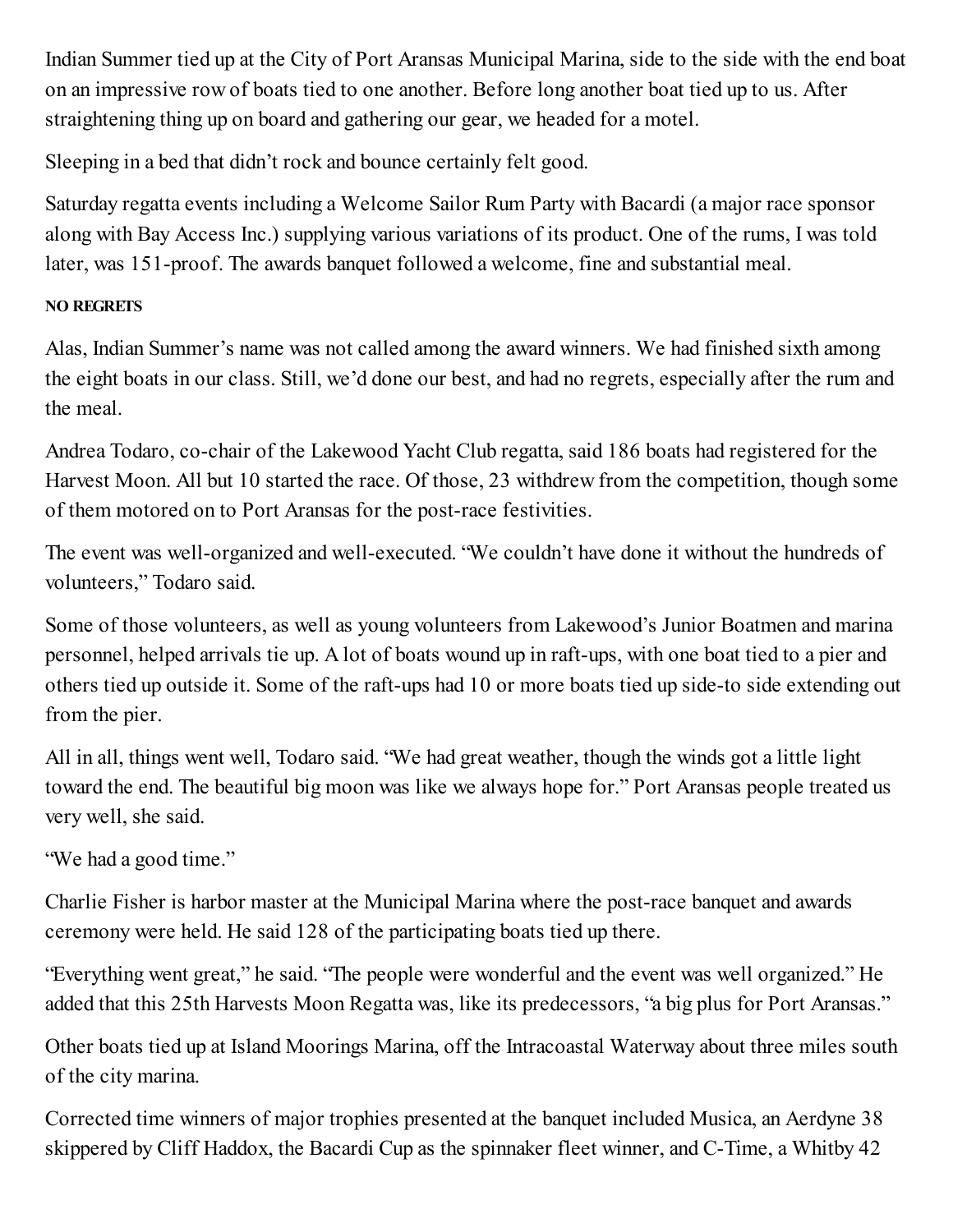Indian Summer tied up at the City of Port Aransas Municipal Marina, side to the side with the end boat on an impressive row of boats tied to one another. Before long another boat tied up to us. After straightening thing up on board and gathering our gear, we headed for a motel.

Sleeping in a bed that didn't rock and bounce certainly felt good.

Saturday regatta events including a Welcome Sailor Rum Party with Bacardi (a major race sponsor along with Bay Access Inc.) supplying various variations of its product. One of the rums, I was told later, was 151-proof. The awards banquet followed a welcome, fine and substantial meal.

**NO REGRETS**

Alas, Indian Summer's name was not called among the award winners. We had finished sixth among the eight boats in our class. Still, we'd done our best, and had no regrets, especially after the rum and the meal.

Andrea Todaro, co-chair of the Lakewood Yacht Club regatta, said 186 boats had registered for the Harvest Moon. All but 10 started the race. Of those, 23 withdrew from the competition, though some of them motored on to Port Aransas for the post-race festivities.

The event was well-organized and well-executed. "We couldn't have done it without the hundreds of volunteers," Todaro said.

Some of those volunteers, as well as young volunteers from Lakewood's Junior Boatmen and marina personnel, helped arrivals tie up. A lot of boats wound up in raft-ups, with one boat tied to a pier and others tied up outside it. Some of the raft-ups had 10 or more boats tied up side-to side extending out from the pier.

All in all, things went well, Todaro said. "We had great weather, though the winds got a little light toward the end. The beautiful big moon was like we always hope for." Port Aransas people treated us very well, she said.

"We had a good time."

Charlie Fisher is harbor master at the Municipal Marina where the post-race banquet and awards ceremony were held. He said 128 of the participating boats tied up there.

"Everything went great," he said. "The people were wonderful and the event was well organized." He added that this 25th Harvests Moon Regatta was, like its predecessors, "a big plus for Port Aransas."

Other boats tied up at Island Moorings Marina, off the Intracoastal Waterway about three miles south of the city marina.

Corrected time winners of major trophies presented at the banquet included Musica, an Aerdyne 38 skippered by Cliff Haddox, the Bacardi Cup as the spinnaker fleet winner, and C-Time, a Whitby 42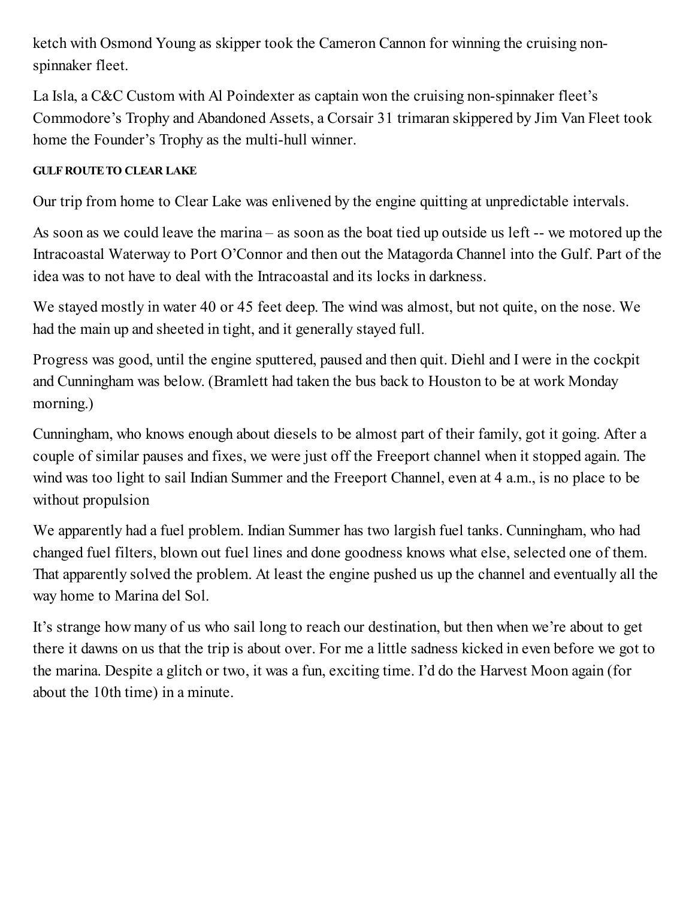ketch with Osmond Young as skipper took the Cameron Cannon for winning the cruising non-spinnaker fleet.

La Isla, a C&C Custom with Al Poindexter as captain won the cruising non-spinnaker fleet's Commodore's Trophy and Abandoned Assets, a Corsair 31 trimaran skippered by Jim Van Fleet took home the Founder's Trophy as the multi-hull winner.

#### GULF ROUTE TO CLEAR LAKE

Our trip from home to Clear Lake was enlivened by the engine quitting at unpredictable intervals.

As soon as we could leave the marina – as soon as the boat tied up outside us left -- we motored up the Intracoastal Waterway to Port O'Connor and then out the Matagorda Channel into the Gulf. Part of the idea was to not have to deal with the Intracoastal and its locks in darkness.

We stayed mostly in water 40 or 45 feet deep. The wind was almost, but not quite, on the nose. We had the main up and sheeted in tight, and it generally stayed full.

Progress was good, until the engine sputtered, paused and then quit. Diehl and I were in the cockpit and Cunningham was below. (Bramlett had taken the bus back to Houston to be at work Monday morning.)

Cunningham, who knows enough about diesels to be almost part of their family, got it going. After a couple of similar pauses and fixes, we were just off the Freeport channel when it stopped again. The wind was too light to sail Indian Summer and the Freeport Channel, even at 4 a.m., is no place to be without propulsion

We apparently had a fuel problem. Indian Summer has two largish fuel tanks. Cunningham, who had changed fuel filters, blown out fuel lines and done goodness knows what else, selected one of them. That apparently solved the problem. At least the engine pushed us up the channel and eventually all the way home to Marina del Sol.

It's strange how many of us who sail long to reach our destination, but then when we're about to get there it dawns on us that the trip is about over. For me a little sadness kicked in even before we got to the marina. Despite a glitch or two, it was a fun, exciting time. I'd do the Harvest Moon again (for about the 10th time) in a minute.